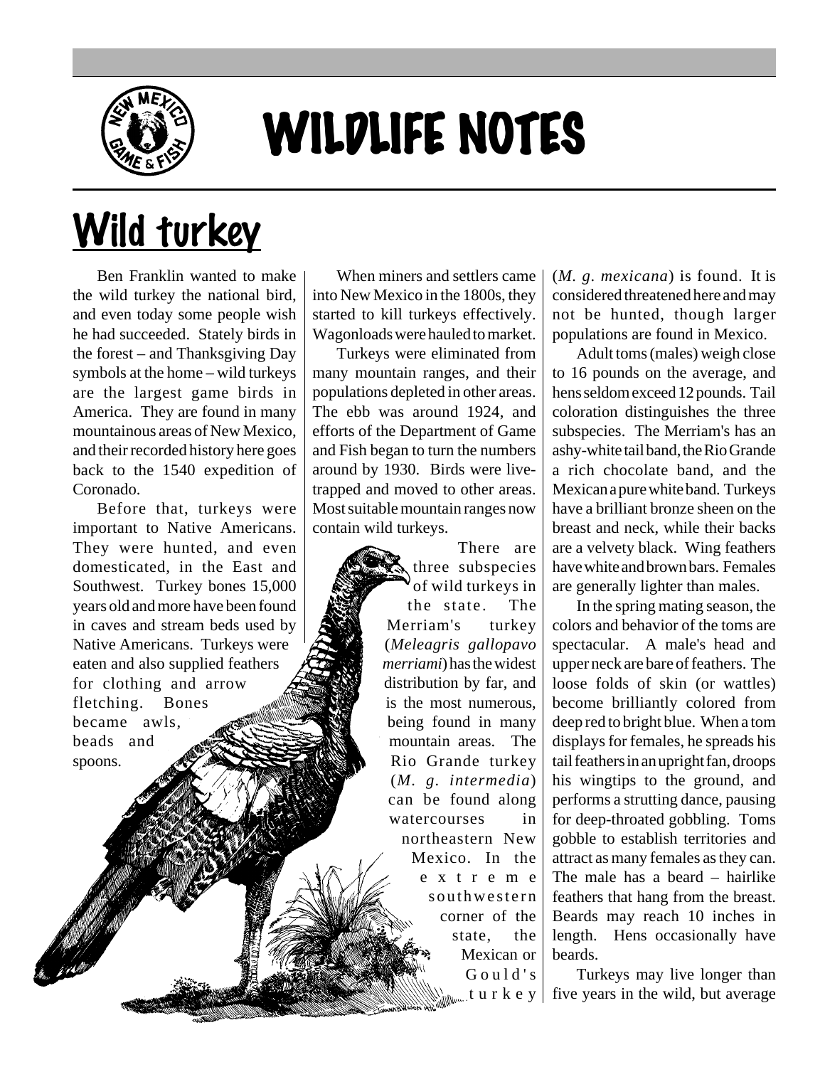# WILDLIFE NOTES

## Wild turkey

Ben Franklin wanted to make the wild turkey the national bird, and even today some people wish he had succeeded. Stately birds in the forest – and Thanksgiving Day symbols at the home – wild turkeys are the largest game birds in America. They are found in many mountainous areas of New Mexico, and their recorded history here goes back to the 1540 expedition of Coronado.

Before that, turkeys were important to Native Americans. They were hunted, and even domesticated, in the East and Southwest. Turkey bones 15,000 years old and more have been found in caves and stream beds used by Native Americans. Turkeys were eaten and also supplied feathers for clothing and arrow fletching. Bones became awls, beads and spoons.

When miners and settlers came into New Mexico in the 1800s, they started to kill turkeys effectively. Wagonloads were hauled to market.

Turkeys were eliminated from many mountain ranges, and their populations depleted in other areas. The ebb was around 1924, and efforts of the Department of Game and Fish began to turn the numbers around by 1930. Birds were live-trapped and moved to other areas. Most suitable mountain ranges now contain wild turkeys.

There are three subspecies of wild turkeys in the state. The Merriam's turkey (*Meleagris gallopavo merriami*) has the widest distribution by far, and is the most numerous, being found in many mountain areas. The Rio Grande turkey (*M. g. intermedia*) can be found along watercourses in northeastern New Mexico. In the extreme southwestern corner of the state, the Mexican or Gould's turkey (*M. g. mexicana*) is found. It is considered threatened here and may not be hunted, though larger populations are found in Mexico.

Adult toms (males) weigh close to 16 pounds on the average, and hens seldom exceed 12 pounds. Tail coloration distinguishes the three subspecies. The Merriam's has an ashy-white tail band, the Rio Grande a rich chocolate band, and the Mexican a pure white band. Turkeys have a brilliant bronze sheen on the breast and neck, while their backs are a velvety black. Wing feathers have white and brown bars. Females are generally lighter than males.

In the spring mating season, the colors and behavior of the toms are spectacular. A male's head and upper neck are bare of feathers. The loose folds of skin (or wattles) become brilliantly colored from deep red to bright blue. When a tom displays for females, he spreads his tail feathers in an upright fan, droops his wingtips to the ground, and performs a strutting dance, pausing for deep-throated gobbling. Toms gobble to establish territories and attract as many females as they can. The male has a beard – hairlike feathers that hang from the breast. Beards may reach 10 inches in length. Hens occasionally have beards.

Turkeys may live longer than five years in the wild, but average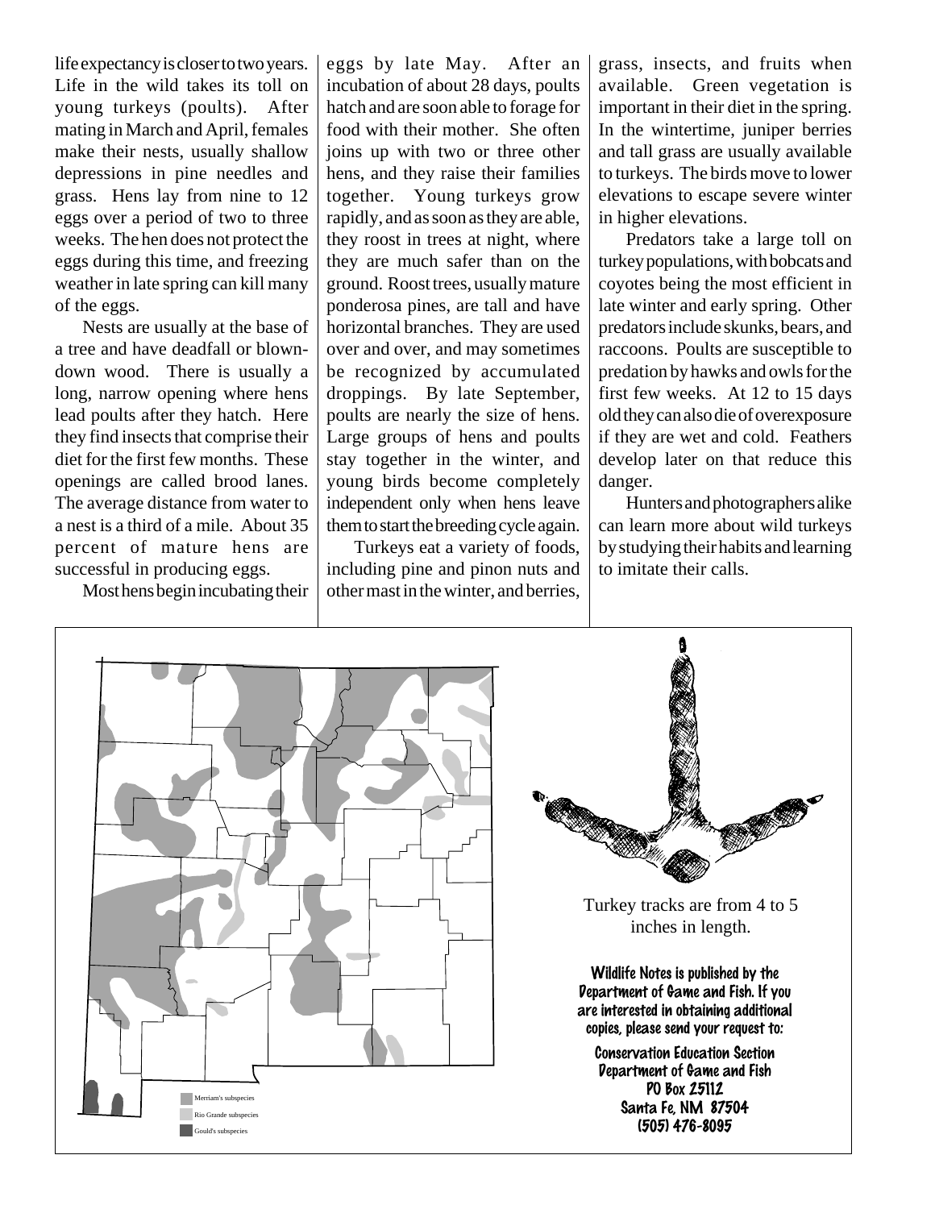life expectancy is closer to two years. Life in the wild takes its toll on young turkeys (poults). After mating in March and April, females make their nests, usually shallow depressions in pine needles and grass. Hens lay from nine to 12 eggs over a period of two to three weeks. The hen does not protect the eggs during this time, and freezing weather in late spring can kill many of the eggs.

Nests are usually at the base of a tree and have deadfall or blown-down wood. There is usually a long, narrow opening where hens lead poults after they hatch. Here they find insects that comprise their diet for the first few months. These openings are called brood lanes. The average distance from water to a nest is a third of a mile. About 35 percent of mature hens are successful in producing eggs.

Most hens begin incubating their eggs by late May. After an incubation of about 28 days, poults hatch and are soon able to forage for food with their mother. She often joins up with two or three other hens, and they raise their families together. Young turkeys grow rapidly, and as soon as they are able, they roost in trees at night, where they are much safer than on the ground. Roost trees, usually mature ponderosa pines, are tall and have horizontal branches. They are used over and over, and may sometimes be recognized by accumulated droppings. By late September, poults are nearly the size of hens. Large groups of hens and poults stay together in the winter, and young birds become completely independent only when hens leave them to start the breeding cycle again.

Turkeys eat a variety of foods, including pine and pinon nuts and other mast in the winter, and berries, grass, insects, and fruits when available. Green vegetation is important in their diet in the spring. In the wintertime, juniper berries and tall grass are usually available to turkeys. The birds move to lower elevations to escape severe winter in higher elevations.

Predators take a large toll on turkey populations, with bobcats and coyotes being the most efficient in late winter and early spring. Other predators include skunks, bears, and raccoons. Poults are susceptible to predation by hawks and owls for the first few weeks. At 12 to 15 days old they can also die of overexposure if they are wet and cold. Feathers develop later on that reduce this danger.

Hunters and photographers alike can learn more about wild turkeys by studying their habits and learning to imitate their calls.

Merriam's subspecies
Rio Grande subspecies
Gould's subspecies

Turkey tracks are from 4 to 5 inches in length.

**Wildlife Notes is published by the Department of Game and Fish. If you are interested in obtaining additional copies, please send your request to:**

**Conservation Education Section**
**Department of Game and Fish**
**PO Box 25112**
**Santa Fe, NM 87504**
**(505) 476-8095**